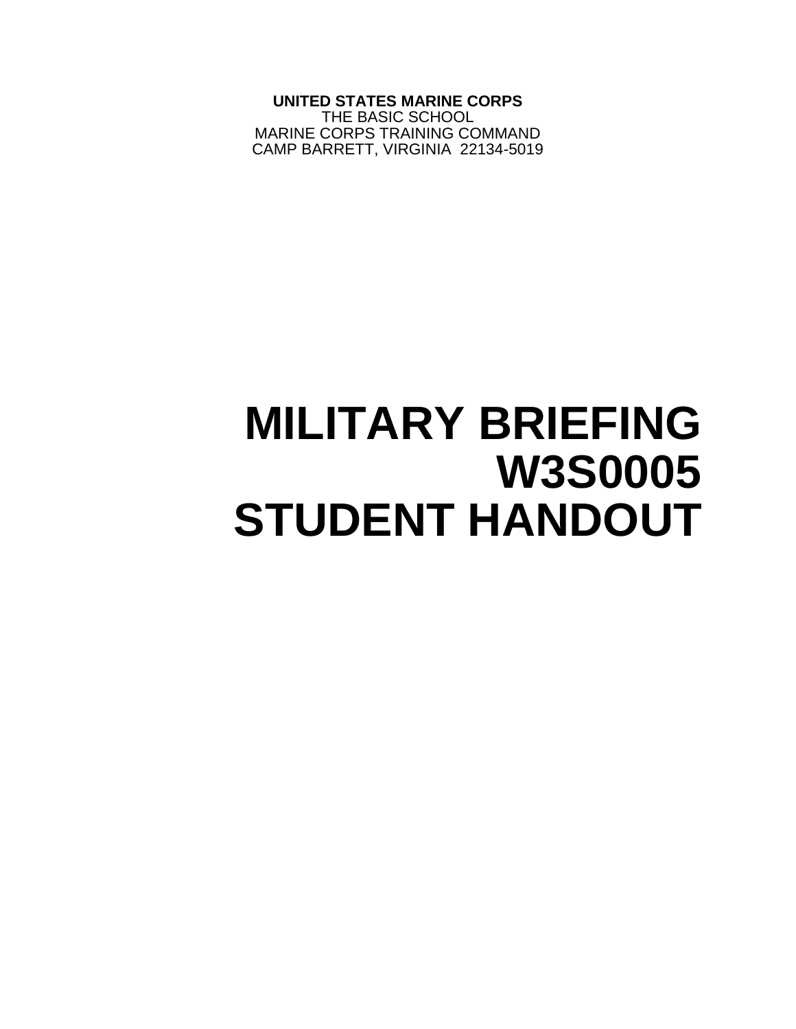**UNITED STATES MARINE CORPS**
THE BASIC SCHOOL
MARINE CORPS TRAINING COMMAND
CAMP BARRETT, VIRGINIA 22134-5019

# MILITARY BRIEFING
# W3S0005
# STUDENT HANDOUT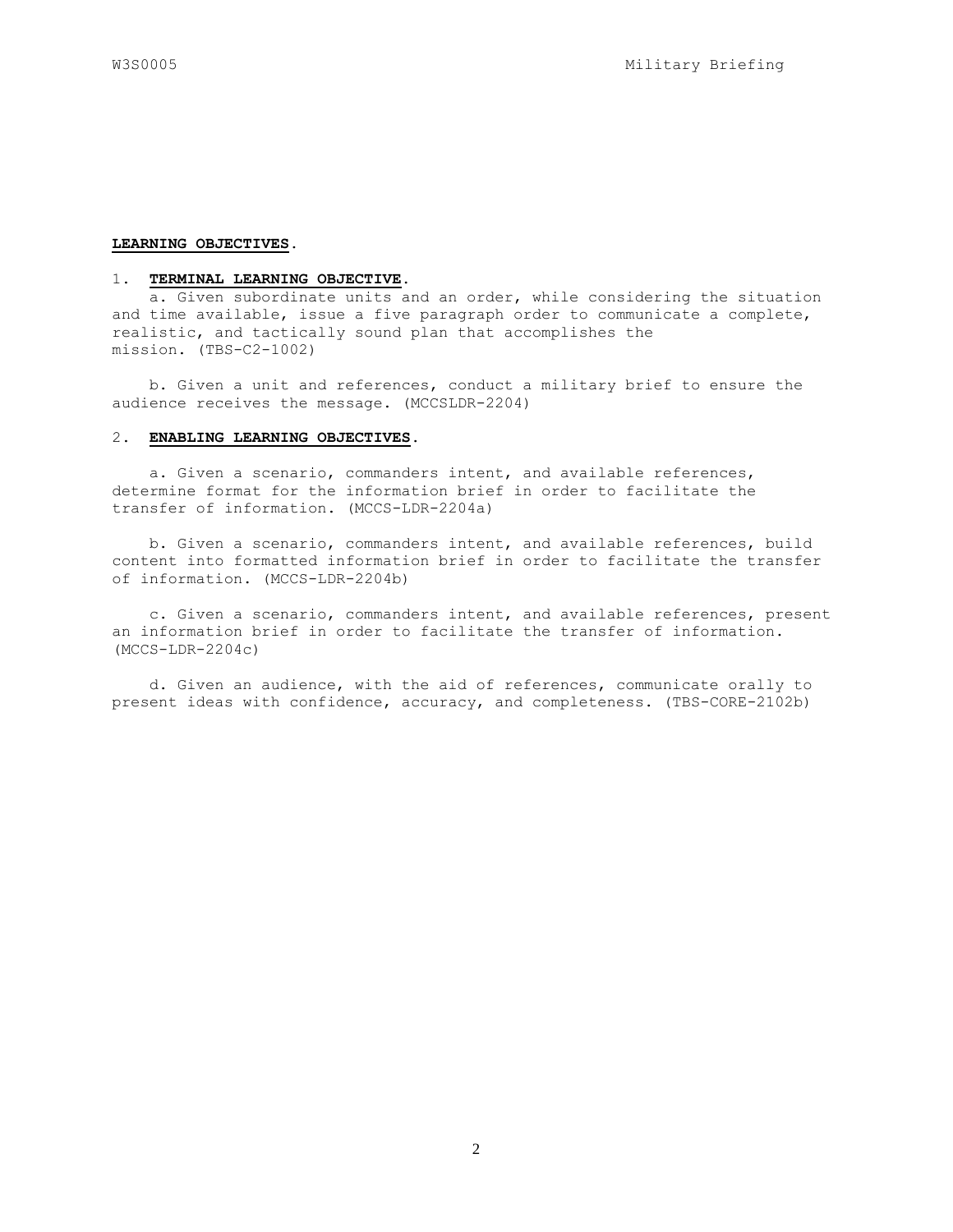**LEARNING OBJECTIVES.**

1. **TERMINAL LEARNING OBJECTIVE.**

a. Given subordinate units and an order, while considering the situation and time available, issue a five paragraph order to communicate a complete, realistic, and tactically sound plan that accomplishes the mission. (TBS-C2-1002)

b. Given a unit and references, conduct a military brief to ensure the audience receives the message. (MCCSLDR-2204)

2. **ENABLING LEARNING OBJECTIVES.**

a. Given a scenario, commanders intent, and available references, determine format for the information brief in order to facilitate the transfer of information. (MCCS-LDR-2204a)

b. Given a scenario, commanders intent, and available references, build content into formatted information brief in order to facilitate the transfer of information. (MCCS-LDR-2204b)

c. Given a scenario, commanders intent, and available references, present an information brief in order to facilitate the transfer of information. (MCCS-LDR-2204c)

d. Given an audience, with the aid of references, communicate orally to present ideas with confidence, accuracy, and completeness. (TBS-CORE-2102b)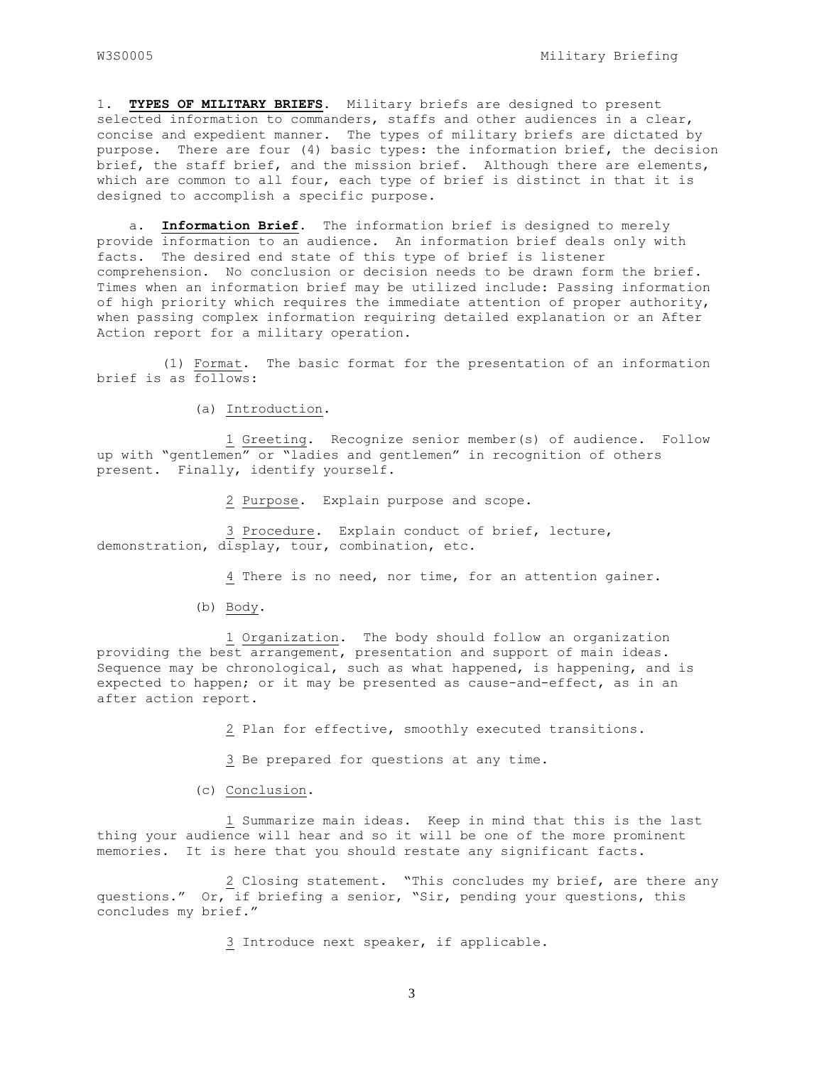1. **TYPES OF MILITARY BRIEFS**. Military briefs are designed to present selected information to commanders, staffs and other audiences in a clear, concise and expedient manner. The types of military briefs are dictated by purpose. There are four (4) basic types: the information brief, the decision brief, the staff brief, and the mission brief. Although there are elements, which are common to all four, each type of brief is distinct in that it is designed to accomplish a specific purpose.

a. **Information Brief**. The information brief is designed to merely provide information to an audience. An information brief deals only with facts. The desired end state of this type of brief is listener comprehension. No conclusion or decision needs to be drawn form the brief. Times when an information brief may be utilized include: Passing information of high priority which requires the immediate attention of proper authority, when passing complex information requiring detailed explanation or an After Action report for a military operation.

(1) Format. The basic format for the presentation of an information brief is as follows:

(a) Introduction.

1 Greeting. Recognize senior member(s) of audience. Follow up with "gentlemen" or "ladies and gentlemen" in recognition of others present. Finally, identify yourself.

2 Purpose. Explain purpose and scope.

3 Procedure. Explain conduct of brief, lecture, demonstration, display, tour, combination, etc.

4 There is no need, nor time, for an attention gainer.

(b) Body.

1 Organization. The body should follow an organization providing the best arrangement, presentation and support of main ideas. Sequence may be chronological, such as what happened, is happening, and is expected to happen; or it may be presented as cause-and-effect, as in an after action report.

2 Plan for effective, smoothly executed transitions.

3 Be prepared for questions at any time.

(c) Conclusion.

1 Summarize main ideas. Keep in mind that this is the last thing your audience will hear and so it will be one of the more prominent memories. It is here that you should restate any significant facts.

2 Closing statement. "This concludes my brief, are there any questions." Or, if briefing a senior, "Sir, pending your questions, this concludes my brief."

3 Introduce next speaker, if applicable.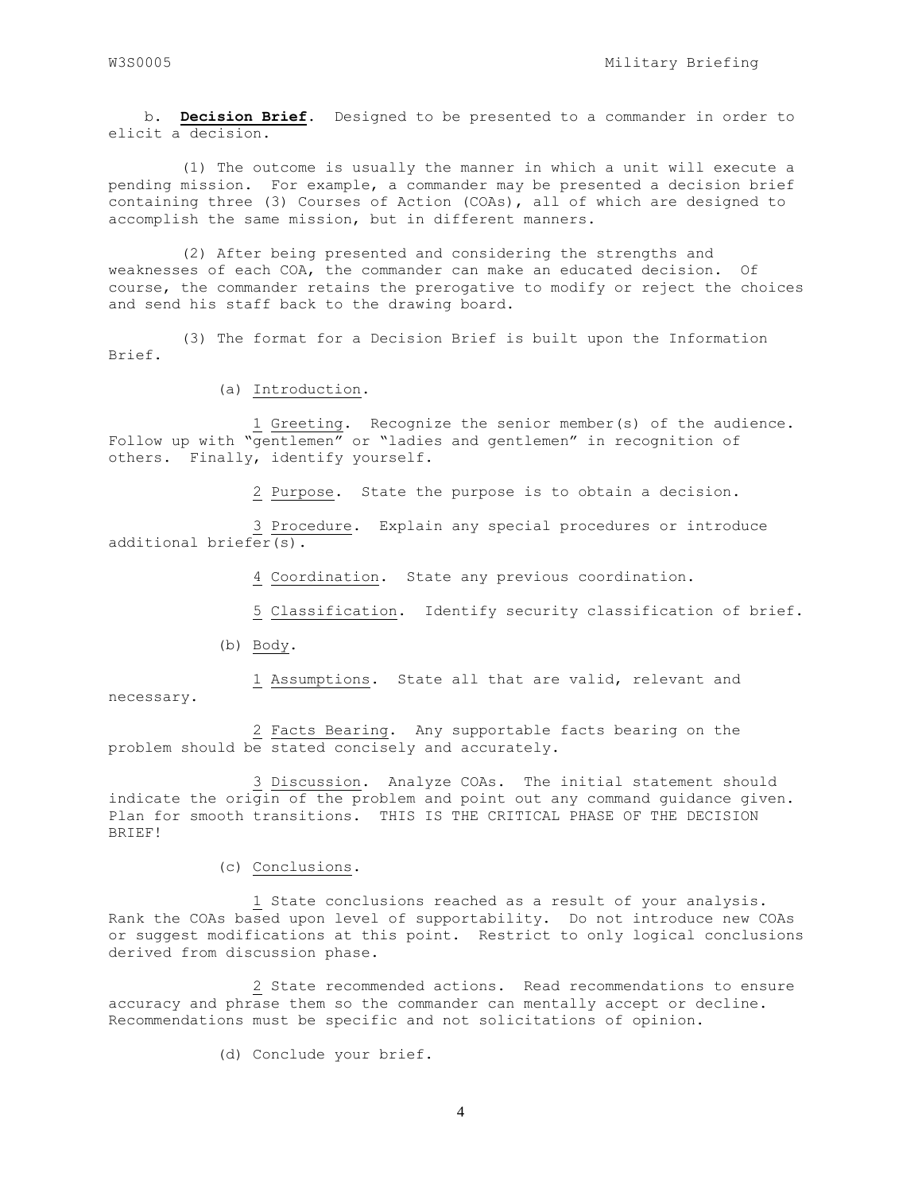b. **Decision Brief**. Designed to be presented to a commander in order to elicit a decision.

(1) The outcome is usually the manner in which a unit will execute a pending mission. For example, a commander may be presented a decision brief containing three (3) Courses of Action (COAs), all of which are designed to accomplish the same mission, but in different manners.

(2) After being presented and considering the strengths and weaknesses of each COA, the commander can make an educated decision. Of course, the commander retains the prerogative to modify or reject the choices and send his staff back to the drawing board.

(3) The format for a Decision Brief is built upon the Information Brief.

(a) Introduction.

1 Greeting. Recognize the senior member(s) of the audience. Follow up with "gentlemen" or "ladies and gentlemen" in recognition of others. Finally, identify yourself.

2 Purpose. State the purpose is to obtain a decision.

3 Procedure. Explain any special procedures or introduce additional briefer(s).

4 Coordination. State any previous coordination.

5 Classification. Identify security classification of brief.

(b) Body.

1 Assumptions. State all that are valid, relevant and necessary.

2 Facts Bearing. Any supportable facts bearing on the problem should be stated concisely and accurately.

3 Discussion. Analyze COAs. The initial statement should indicate the origin of the problem and point out any command guidance given. Plan for smooth transitions. THIS IS THE CRITICAL PHASE OF THE DECISION BRIEF!

(c) Conclusions.

1 State conclusions reached as a result of your analysis. Rank the COAs based upon level of supportability. Do not introduce new COAs or suggest modifications at this point. Restrict to only logical conclusions derived from discussion phase.

2 State recommended actions. Read recommendations to ensure accuracy and phrase them so the commander can mentally accept or decline. Recommendations must be specific and not solicitations of opinion.

(d) Conclude your brief.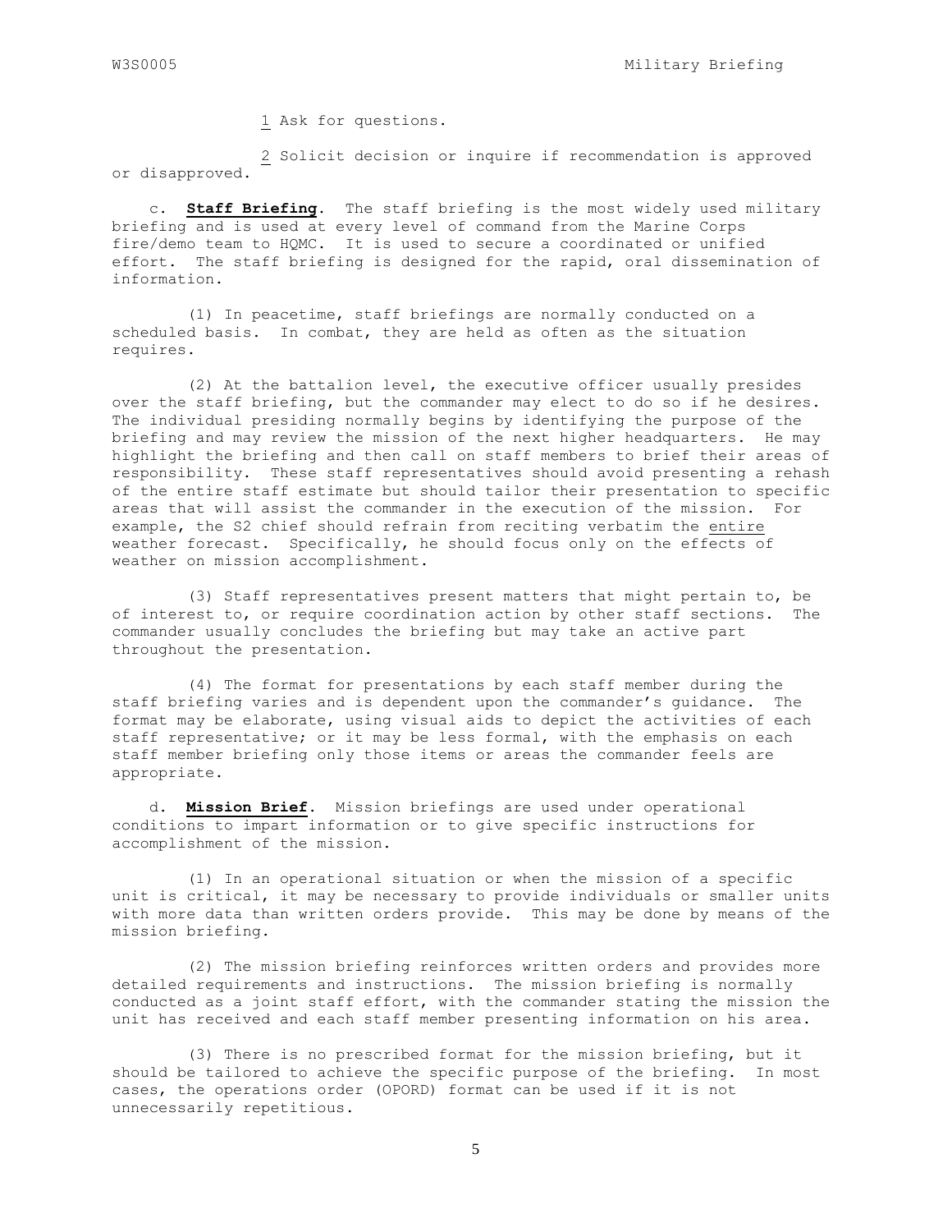1 Ask for questions.

2 Solicit decision or inquire if recommendation is approved or disapproved.

c. **Staff Briefing**. The staff briefing is the most widely used military briefing and is used at every level of command from the Marine Corps fire/demo team to HQMC. It is used to secure a coordinated or unified effort. The staff briefing is designed for the rapid, oral dissemination of information.

(1) In peacetime, staff briefings are normally conducted on a scheduled basis. In combat, they are held as often as the situation requires.

(2) At the battalion level, the executive officer usually presides over the staff briefing, but the commander may elect to do so if he desires. The individual presiding normally begins by identifying the purpose of the briefing and may review the mission of the next higher headquarters. He may highlight the briefing and then call on staff members to brief their areas of responsibility. These staff representatives should avoid presenting a rehash of the entire staff estimate but should tailor their presentation to specific areas that will assist the commander in the execution of the mission. For example, the S2 chief should refrain from reciting verbatim the entire weather forecast. Specifically, he should focus only on the effects of weather on mission accomplishment.

(3) Staff representatives present matters that might pertain to, be of interest to, or require coordination action by other staff sections. The commander usually concludes the briefing but may take an active part throughout the presentation.

(4) The format for presentations by each staff member during the staff briefing varies and is dependent upon the commander's guidance. The format may be elaborate, using visual aids to depict the activities of each staff representative; or it may be less formal, with the emphasis on each staff member briefing only those items or areas the commander feels are appropriate.

d. **Mission Brief**. Mission briefings are used under operational conditions to impart information or to give specific instructions for accomplishment of the mission.

(1) In an operational situation or when the mission of a specific unit is critical, it may be necessary to provide individuals or smaller units with more data than written orders provide. This may be done by means of the mission briefing.

(2) The mission briefing reinforces written orders and provides more detailed requirements and instructions. The mission briefing is normally conducted as a joint staff effort, with the commander stating the mission the unit has received and each staff member presenting information on his area.

(3) There is no prescribed format for the mission briefing, but it should be tailored to achieve the specific purpose of the briefing. In most cases, the operations order (OPORD) format can be used if it is not unnecessarily repetitious.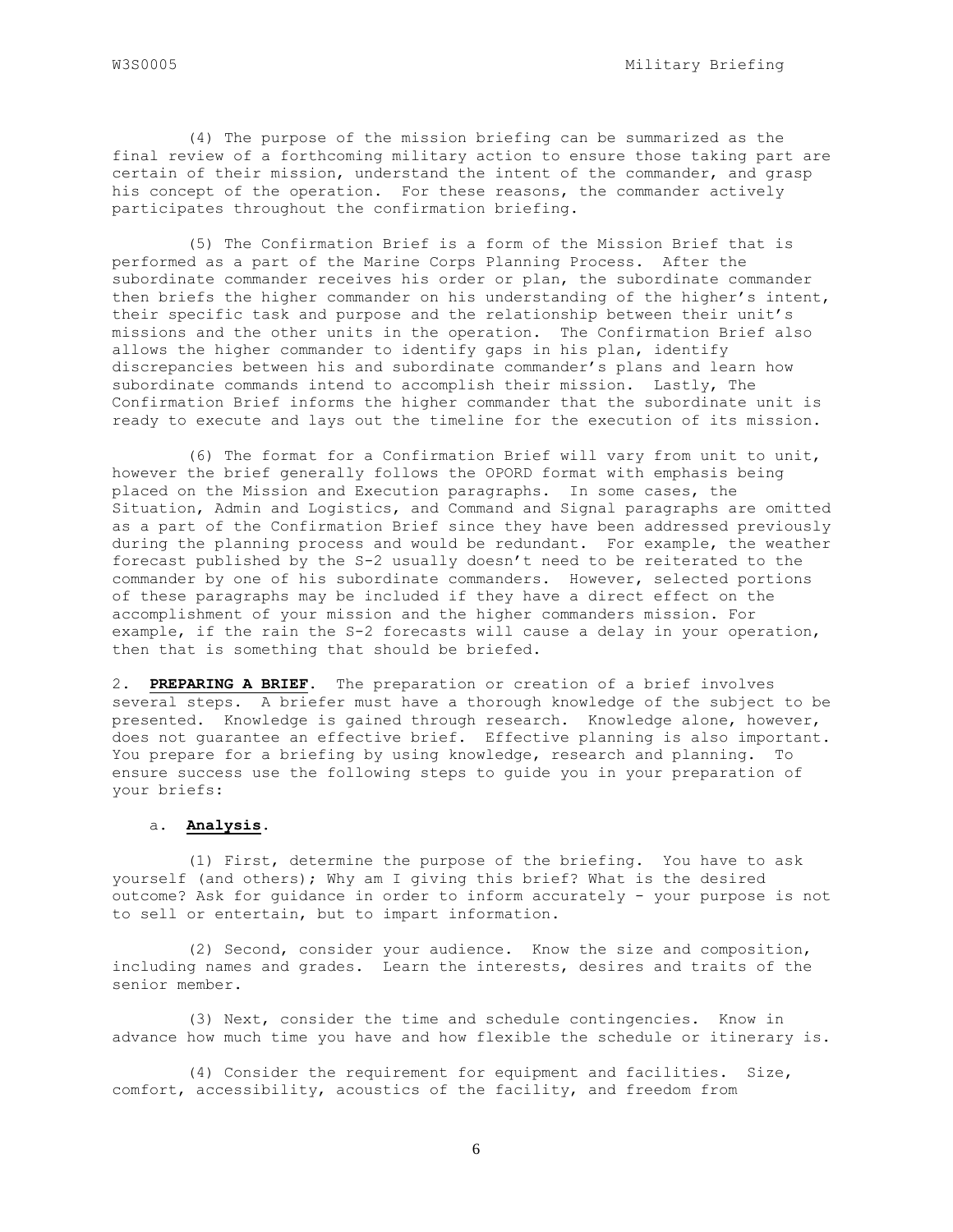(4) The purpose of the mission briefing can be summarized as the final review of a forthcoming military action to ensure those taking part are certain of their mission, understand the intent of the commander, and grasp his concept of the operation. For these reasons, the commander actively participates throughout the confirmation briefing.

(5) The Confirmation Brief is a form of the Mission Brief that is performed as a part of the Marine Corps Planning Process. After the subordinate commander receives his order or plan, the subordinate commander then briefs the higher commander on his understanding of the higher's intent, their specific task and purpose and the relationship between their unit's missions and the other units in the operation. The Confirmation Brief also allows the higher commander to identify gaps in his plan, identify discrepancies between his and subordinate commander's plans and learn how subordinate commands intend to accomplish their mission. Lastly, The Confirmation Brief informs the higher commander that the subordinate unit is ready to execute and lays out the timeline for the execution of its mission.

(6) The format for a Confirmation Brief will vary from unit to unit, however the brief generally follows the OPORD format with emphasis being placed on the Mission and Execution paragraphs. In some cases, the Situation, Admin and Logistics, and Command and Signal paragraphs are omitted as a part of the Confirmation Brief since they have been addressed previously during the planning process and would be redundant. For example, the weather forecast published by the S-2 usually doesn't need to be reiterated to the commander by one of his subordinate commanders. However, selected portions of these paragraphs may be included if they have a direct effect on the accomplishment of your mission and the higher commanders mission. For example, if the rain the S-2 forecasts will cause a delay in your operation, then that is something that should be briefed.

2. **PREPARING A BRIEF**. The preparation or creation of a brief involves several steps. A briefer must have a thorough knowledge of the subject to be presented. Knowledge is gained through research. Knowledge alone, however, does not guarantee an effective brief. Effective planning is also important. You prepare for a briefing by using knowledge, research and planning. To ensure success use the following steps to guide you in your preparation of your briefs:

a. **Analysis**.

(1) First, determine the purpose of the briefing. You have to ask yourself (and others); Why am I giving this brief? What is the desired outcome? Ask for guidance in order to inform accurately - your purpose is not to sell or entertain, but to impart information.

(2) Second, consider your audience. Know the size and composition, including names and grades. Learn the interests, desires and traits of the senior member.

(3) Next, consider the time and schedule contingencies. Know in advance how much time you have and how flexible the schedule or itinerary is.

(4) Consider the requirement for equipment and facilities. Size, comfort, accessibility, acoustics of the facility, and freedom from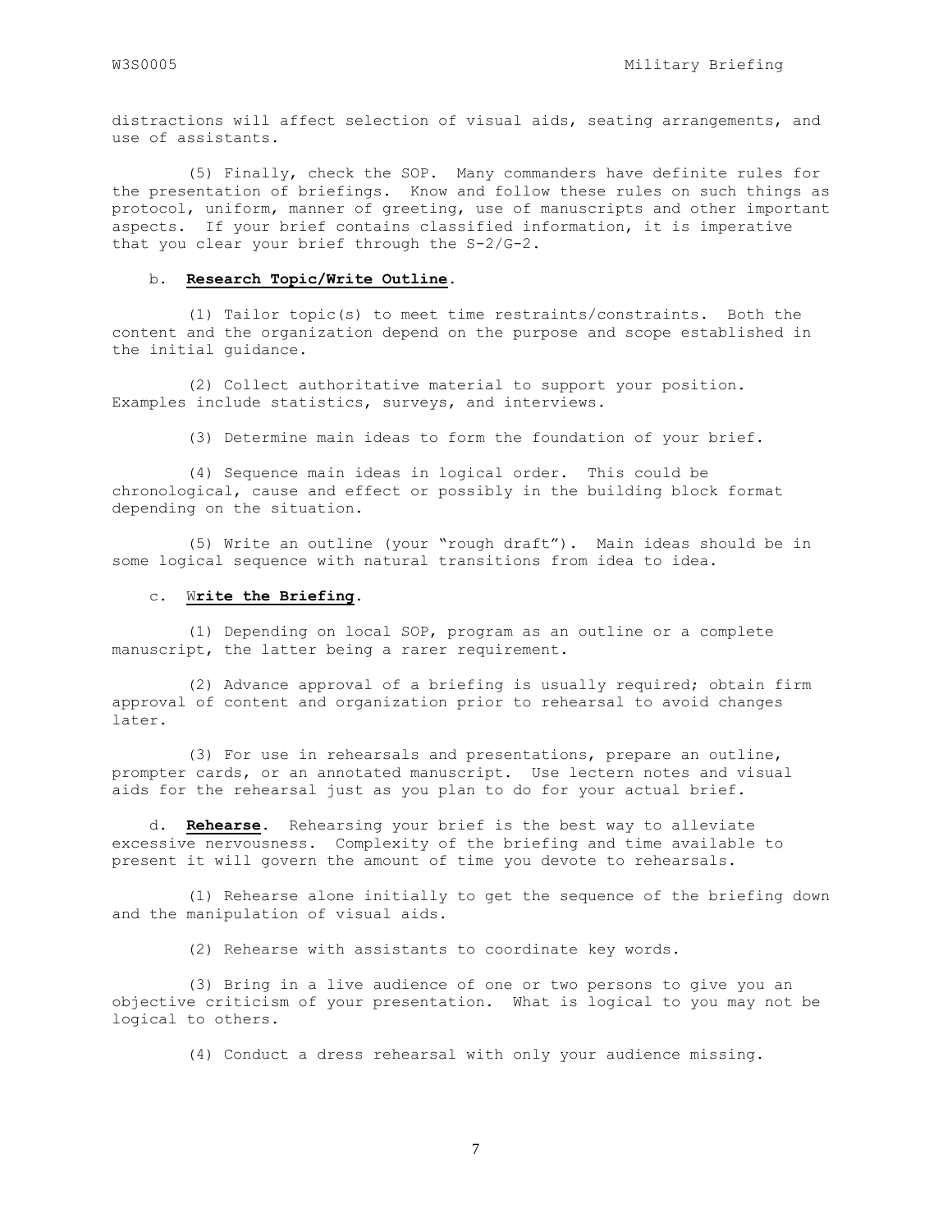distractions will affect selection of visual aids, seating arrangements, and use of assistants.

(5) Finally, check the SOP. Many commanders have definite rules for the presentation of briefings. Know and follow these rules on such things as protocol, uniform, manner of greeting, use of manuscripts and other important aspects. If your brief contains classified information, it is imperative that you clear your brief through the S-2/G-2.

b. **Research Topic/Write Outline**.

(1) Tailor topic(s) to meet time restraints/constraints. Both the content and the organization depend on the purpose and scope established in the initial guidance.

(2) Collect authoritative material to support your position. Examples include statistics, surveys, and interviews.

(3) Determine main ideas to form the foundation of your brief.

(4) Sequence main ideas in logical order. This could be chronological, cause and effect or possibly in the building block format depending on the situation.

(5) Write an outline (your "rough draft"). Main ideas should be in some logical sequence with natural transitions from idea to idea.

c. **Write the Briefing**.

(1) Depending on local SOP, program as an outline or a complete manuscript, the latter being a rarer requirement.

(2) Advance approval of a briefing is usually required; obtain firm approval of content and organization prior to rehearsal to avoid changes later.

(3) For use in rehearsals and presentations, prepare an outline, prompter cards, or an annotated manuscript. Use lectern notes and visual aids for the rehearsal just as you plan to do for your actual brief.

d. **Rehearse**. Rehearsing your brief is the best way to alleviate excessive nervousness. Complexity of the briefing and time available to present it will govern the amount of time you devote to rehearsals.

(1) Rehearse alone initially to get the sequence of the briefing down and the manipulation of visual aids.

(2) Rehearse with assistants to coordinate key words.

(3) Bring in a live audience of one or two persons to give you an objective criticism of your presentation. What is logical to you may not be logical to others.

(4) Conduct a dress rehearsal with only your audience missing.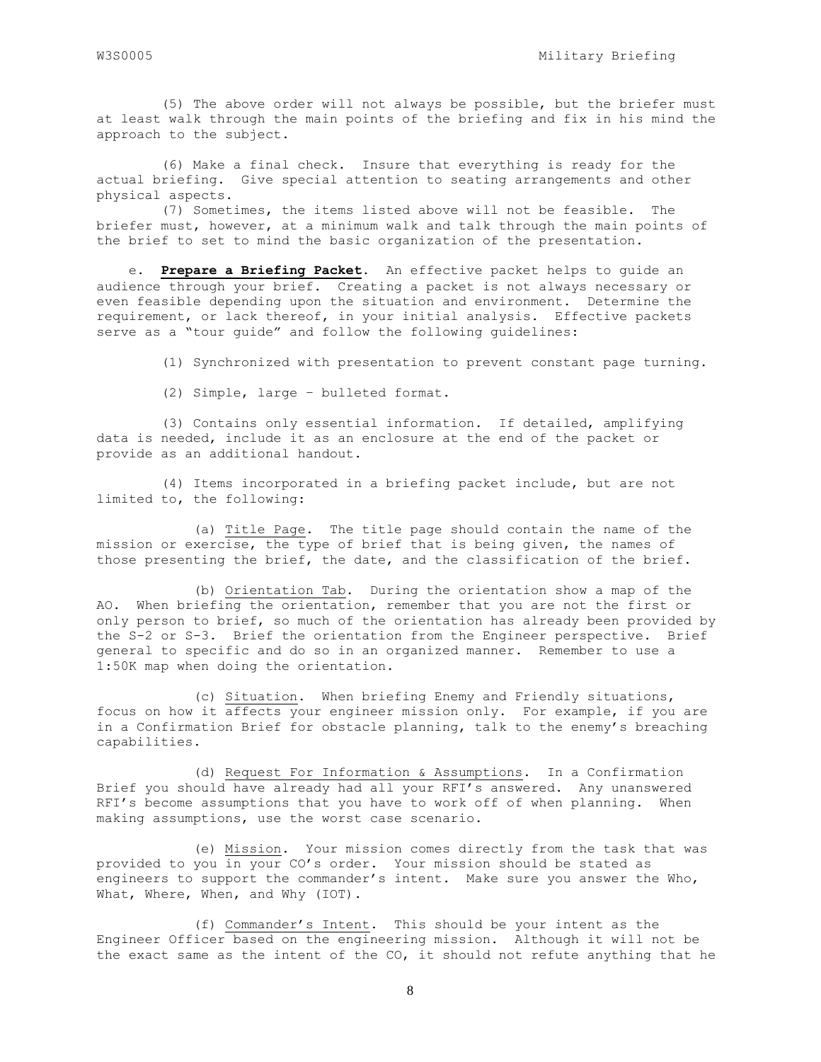(5) The above order will not always be possible, but the briefer must at least walk through the main points of the briefing and fix in his mind the approach to the subject.

(6) Make a final check. Insure that everything is ready for the actual briefing. Give special attention to seating arrangements and other physical aspects.

(7) Sometimes, the items listed above will not be feasible. The briefer must, however, at a minimum walk and talk through the main points of the brief to set to mind the basic organization of the presentation.

e. **Prepare a Briefing Packet**. An effective packet helps to guide an audience through your brief. Creating a packet is not always necessary or even feasible depending upon the situation and environment. Determine the requirement, or lack thereof, in your initial analysis. Effective packets serve as a "tour guide" and follow the following guidelines:

(1) Synchronized with presentation to prevent constant page turning.

(2) Simple, large – bulleted format.

(3) Contains only essential information. If detailed, amplifying data is needed, include it as an enclosure at the end of the packet or provide as an additional handout.

(4) Items incorporated in a briefing packet include, but are not limited to, the following:

(a) Title Page. The title page should contain the name of the mission or exercise, the type of brief that is being given, the names of those presenting the brief, the date, and the classification of the brief.

(b) Orientation Tab. During the orientation show a map of the AO. When briefing the orientation, remember that you are not the first or only person to brief, so much of the orientation has already been provided by the S-2 or S-3. Brief the orientation from the Engineer perspective. Brief general to specific and do so in an organized manner. Remember to use a 1:50K map when doing the orientation.

(c) Situation. When briefing Enemy and Friendly situations, focus on how it affects your engineer mission only. For example, if you are in a Confirmation Brief for obstacle planning, talk to the enemy's breaching capabilities.

(d) Request For Information & Assumptions. In a Confirmation Brief you should have already had all your RFI's answered. Any unanswered RFI's become assumptions that you have to work off of when planning. When making assumptions, use the worst case scenario.

(e) Mission. Your mission comes directly from the task that was provided to you in your CO's order. Your mission should be stated as engineers to support the commander's intent. Make sure you answer the Who, What, Where, When, and Why (IOT).

(f) Commander's Intent. This should be your intent as the Engineer Officer based on the engineering mission. Although it will not be the exact same as the intent of the CO, it should not refute anything that he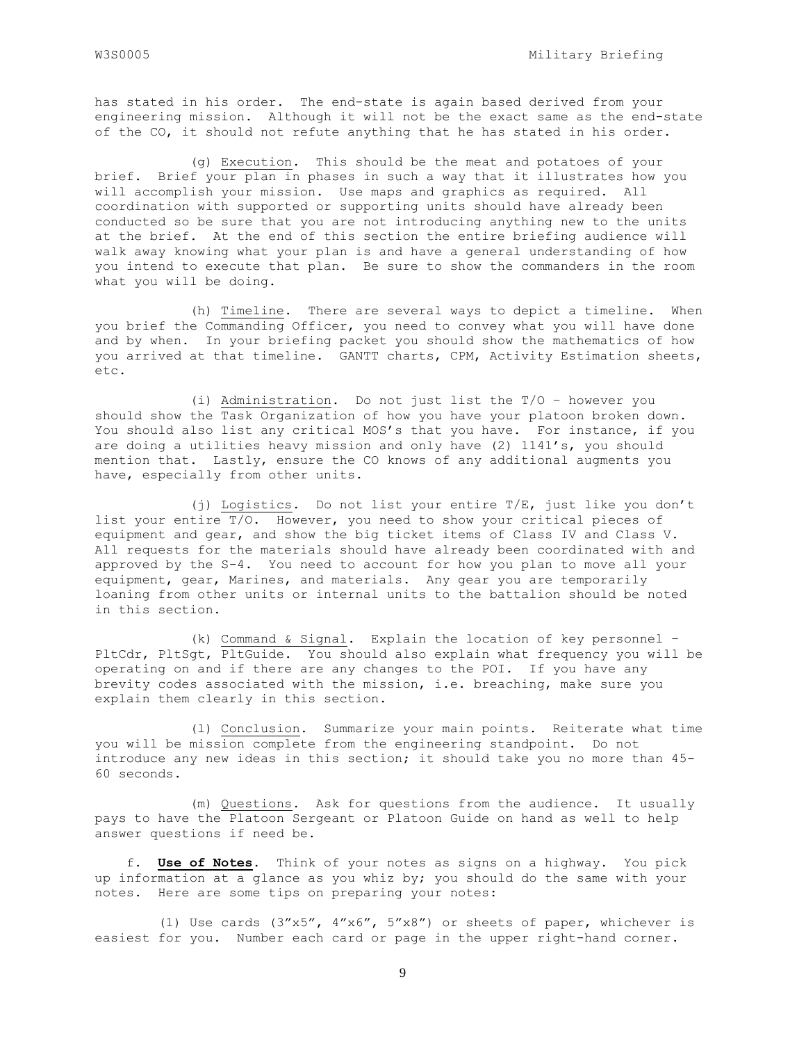has stated in his order. The end-state is again based derived from your engineering mission. Although it will not be the exact same as the end-state of the CO, it should not refute anything that he has stated in his order.

(g) Execution. This should be the meat and potatoes of your brief. Brief your plan in phases in such a way that it illustrates how you will accomplish your mission. Use maps and graphics as required. All coordination with supported or supporting units should have already been conducted so be sure that you are not introducing anything new to the units at the brief. At the end of this section the entire briefing audience will walk away knowing what your plan is and have a general understanding of how you intend to execute that plan. Be sure to show the commanders in the room what you will be doing.

(h) Timeline. There are several ways to depict a timeline. When you brief the Commanding Officer, you need to convey what you will have done and by when. In your briefing packet you should show the mathematics of how you arrived at that timeline. GANTT charts, CPM, Activity Estimation sheets, etc.

(i) Administration. Do not just list the T/O – however you should show the Task Organization of how you have your platoon broken down. You should also list any critical MOS's that you have. For instance, if you are doing a utilities heavy mission and only have (2) 1141's, you should mention that. Lastly, ensure the CO knows of any additional augments you have, especially from other units.

(j) Logistics. Do not list your entire T/E, just like you don't list your entire T/O. However, you need to show your critical pieces of equipment and gear, and show the big ticket items of Class IV and Class V. All requests for the materials should have already been coordinated with and approved by the S-4. You need to account for how you plan to move all your equipment, gear, Marines, and materials. Any gear you are temporarily loaning from other units or internal units to the battalion should be noted in this section.

(k) Command & Signal. Explain the location of key personnel – PltCdr, PltSgt, PltGuide. You should also explain what frequency you will be operating on and if there are any changes to the POI. If you have any brevity codes associated with the mission, i.e. breaching, make sure you explain them clearly in this section.

(l) Conclusion. Summarize your main points. Reiterate what time you will be mission complete from the engineering standpoint. Do not introduce any new ideas in this section; it should take you no more than 45-60 seconds.

(m) Questions. Ask for questions from the audience. It usually pays to have the Platoon Sergeant or Platoon Guide on hand as well to help answer questions if need be.

f. **Use of Notes**. Think of your notes as signs on a highway. You pick up information at a glance as you whiz by; you should do the same with your notes. Here are some tips on preparing your notes:

(1) Use cards (3"x5", 4"x6", 5"x8") or sheets of paper, whichever is easiest for you. Number each card or page in the upper right-hand corner.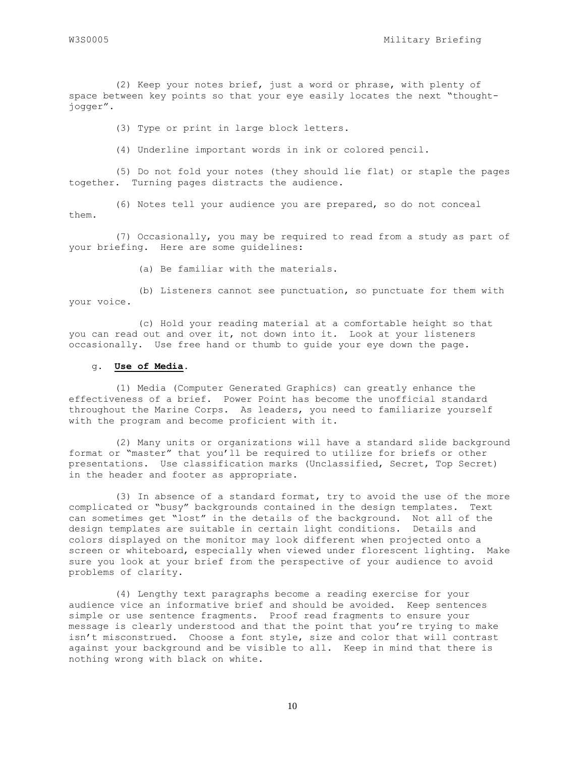(2) Keep your notes brief, just a word or phrase, with plenty of space between key points so that your eye easily locates the next "thought-jogger".

(3) Type or print in large block letters.

(4) Underline important words in ink or colored pencil.

(5) Do not fold your notes (they should lie flat) or staple the pages together. Turning pages distracts the audience.

(6) Notes tell your audience you are prepared, so do not conceal them.

(7) Occasionally, you may be required to read from a study as part of your briefing. Here are some guidelines:

(a) Be familiar with the materials.

(b) Listeners cannot see punctuation, so punctuate for them with your voice.

(c) Hold your reading material at a comfortable height so that you can read out and over it, not down into it. Look at your listeners occasionally. Use free hand or thumb to guide your eye down the page.

g. **Use of Media**.

(1) Media (Computer Generated Graphics) can greatly enhance the effectiveness of a brief. Power Point has become the unofficial standard throughout the Marine Corps. As leaders, you need to familiarize yourself with the program and become proficient with it.

(2) Many units or organizations will have a standard slide background format or "master" that you'll be required to utilize for briefs or other presentations. Use classification marks (Unclassified, Secret, Top Secret) in the header and footer as appropriate.

(3) In absence of a standard format, try to avoid the use of the more complicated or "busy" backgrounds contained in the design templates. Text can sometimes get "lost" in the details of the background. Not all of the design templates are suitable in certain light conditions. Details and colors displayed on the monitor may look different when projected onto a screen or whiteboard, especially when viewed under florescent lighting. Make sure you look at your brief from the perspective of your audience to avoid problems of clarity.

(4) Lengthy text paragraphs become a reading exercise for your audience vice an informative brief and should be avoided. Keep sentences simple or use sentence fragments. Proof read fragments to ensure your message is clearly understood and that the point that you're trying to make isn't misconstrued. Choose a font style, size and color that will contrast against your background and be visible to all. Keep in mind that there is nothing wrong with black on white.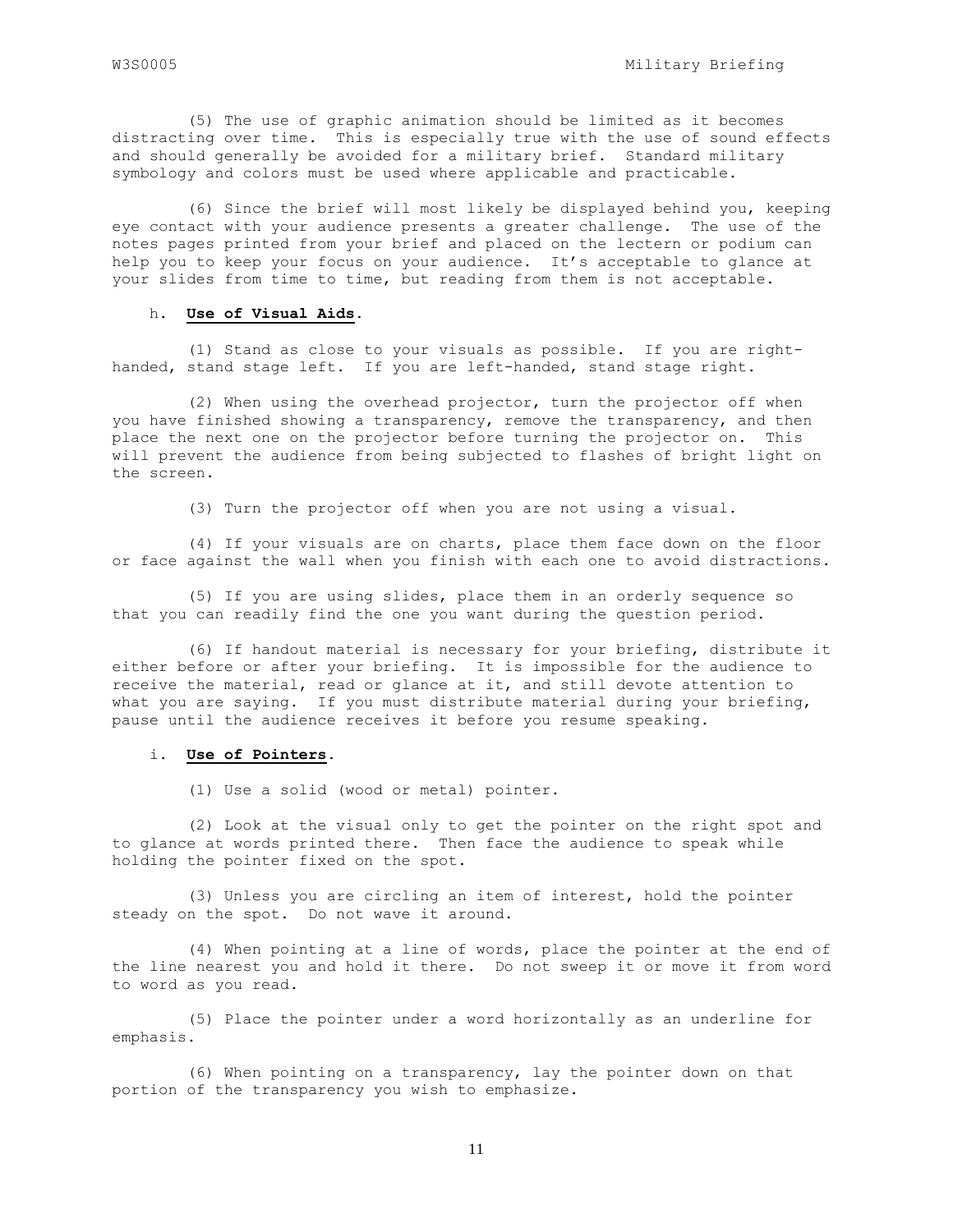(5) The use of graphic animation should be limited as it becomes distracting over time. This is especially true with the use of sound effects and should generally be avoided for a military brief. Standard military symbology and colors must be used where applicable and practicable.

(6) Since the brief will most likely be displayed behind you, keeping eye contact with your audience presents a greater challenge. The use of the notes pages printed from your brief and placed on the lectern or podium can help you to keep your focus on your audience. It's acceptable to glance at your slides from time to time, but reading from them is not acceptable.

h. **Use of Visual Aids**.

(1) Stand as close to your visuals as possible. If you are right-handed, stand stage left. If you are left-handed, stand stage right.

(2) When using the overhead projector, turn the projector off when you have finished showing a transparency, remove the transparency, and then place the next one on the projector before turning the projector on. This will prevent the audience from being subjected to flashes of bright light on the screen.

(3) Turn the projector off when you are not using a visual.

(4) If your visuals are on charts, place them face down on the floor or face against the wall when you finish with each one to avoid distractions.

(5) If you are using slides, place them in an orderly sequence so that you can readily find the one you want during the question period.

(6) If handout material is necessary for your briefing, distribute it either before or after your briefing. It is impossible for the audience to receive the material, read or glance at it, and still devote attention to what you are saying. If you must distribute material during your briefing, pause until the audience receives it before you resume speaking.

i. **Use of Pointers**.

(1) Use a solid (wood or metal) pointer.

(2) Look at the visual only to get the pointer on the right spot and to glance at words printed there. Then face the audience to speak while holding the pointer fixed on the spot.

(3) Unless you are circling an item of interest, hold the pointer steady on the spot. Do not wave it around.

(4) When pointing at a line of words, place the pointer at the end of the line nearest you and hold it there. Do not sweep it or move it from word to word as you read.

(5) Place the pointer under a word horizontally as an underline for emphasis.

(6) When pointing on a transparency, lay the pointer down on that portion of the transparency you wish to emphasize.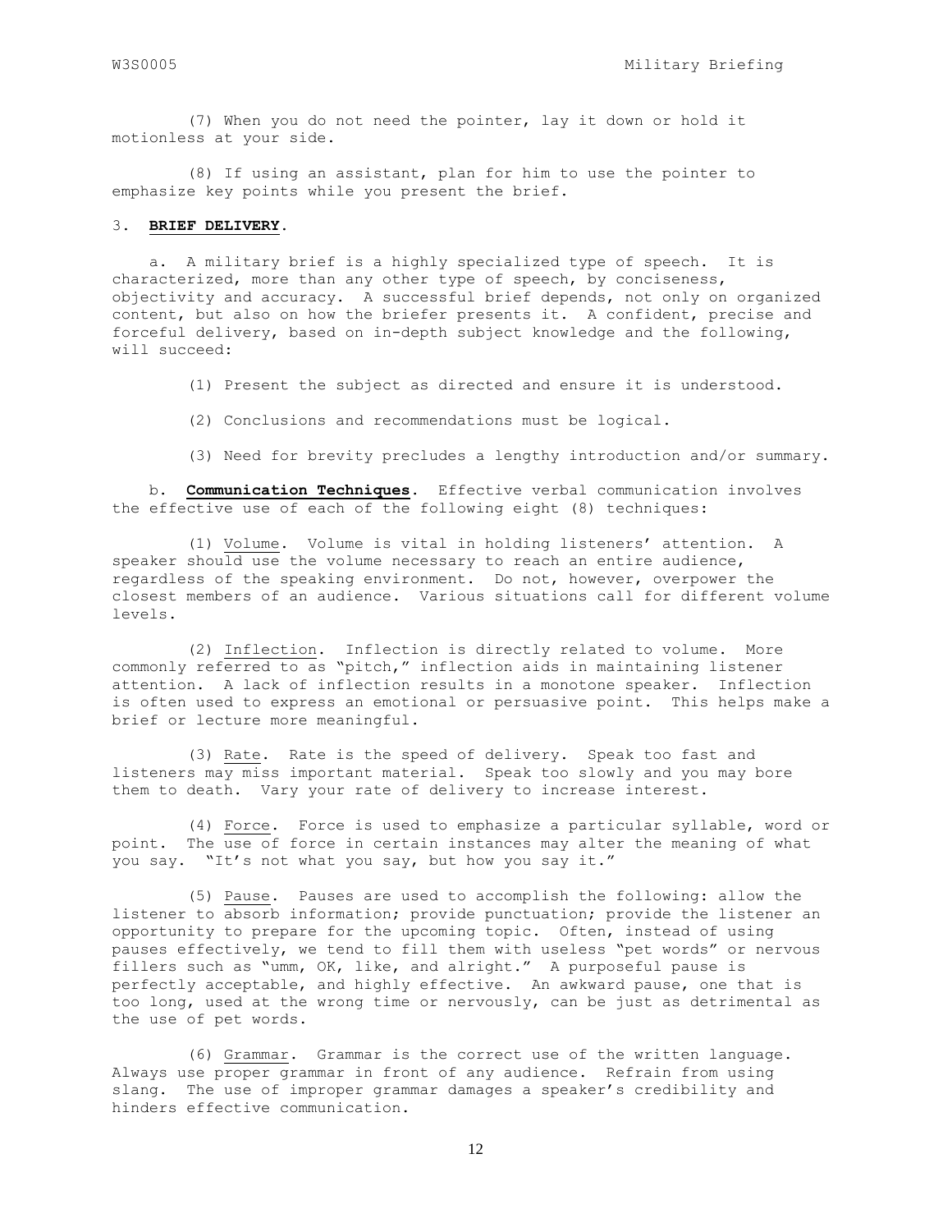(7) When you do not need the pointer, lay it down or hold it motionless at your side.

(8) If using an assistant, plan for him to use the pointer to emphasize key points while you present the brief.

3. **BRIEF DELIVERY**.

a. A military brief is a highly specialized type of speech. It is characterized, more than any other type of speech, by conciseness, objectivity and accuracy. A successful brief depends, not only on organized content, but also on how the briefer presents it. A confident, precise and forceful delivery, based on in-depth subject knowledge and the following, will succeed:

(1) Present the subject as directed and ensure it is understood.

(2) Conclusions and recommendations must be logical.

(3) Need for brevity precludes a lengthy introduction and/or summary.

b. **Communication Techniques**. Effective verbal communication involves the effective use of each of the following eight (8) techniques:

(1) Volume. Volume is vital in holding listeners' attention. A speaker should use the volume necessary to reach an entire audience, regardless of the speaking environment. Do not, however, overpower the closest members of an audience. Various situations call for different volume levels.

(2) Inflection. Inflection is directly related to volume. More commonly referred to as "pitch," inflection aids in maintaining listener attention. A lack of inflection results in a monotone speaker. Inflection is often used to express an emotional or persuasive point. This helps make a brief or lecture more meaningful.

(3) Rate. Rate is the speed of delivery. Speak too fast and listeners may miss important material. Speak too slowly and you may bore them to death. Vary your rate of delivery to increase interest.

(4) Force. Force is used to emphasize a particular syllable, word or point. The use of force in certain instances may alter the meaning of what you say. "It's not what you say, but how you say it."

(5) Pause. Pauses are used to accomplish the following: allow the listener to absorb information; provide punctuation; provide the listener an opportunity to prepare for the upcoming topic. Often, instead of using pauses effectively, we tend to fill them with useless "pet words" or nervous fillers such as "umm, OK, like, and alright." A purposeful pause is perfectly acceptable, and highly effective. An awkward pause, one that is too long, used at the wrong time or nervously, can be just as detrimental as the use of pet words.

(6) Grammar. Grammar is the correct use of the written language. Always use proper grammar in front of any audience. Refrain from using slang. The use of improper grammar damages a speaker's credibility and hinders effective communication.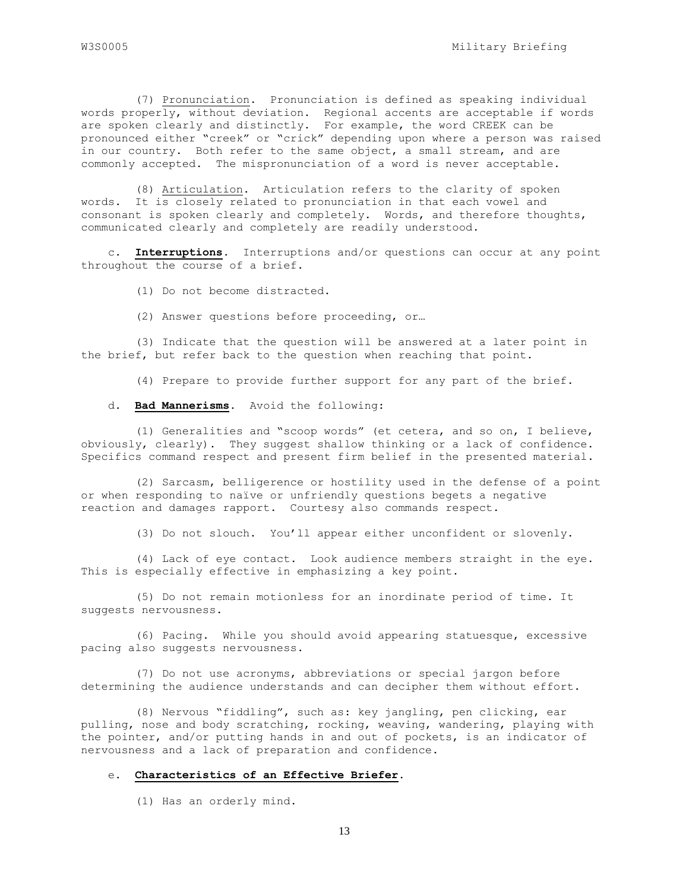(7) Pronunciation. Pronunciation is defined as speaking individual words properly, without deviation. Regional accents are acceptable if words are spoken clearly and distinctly. For example, the word CREEK can be pronounced either "creek" or "crick" depending upon where a person was raised in our country. Both refer to the same object, a small stream, and are commonly accepted. The mispronunciation of a word is never acceptable.

(8) Articulation. Articulation refers to the clarity of spoken words. It is closely related to pronunciation in that each vowel and consonant is spoken clearly and completely. Words, and therefore thoughts, communicated clearly and completely are readily understood.

c. **Interruptions**. Interruptions and/or questions can occur at any point throughout the course of a brief.

(1) Do not become distracted.

(2) Answer questions before proceeding, or…

(3) Indicate that the question will be answered at a later point in the brief, but refer back to the question when reaching that point.

(4) Prepare to provide further support for any part of the brief.

d. **Bad Mannerisms**. Avoid the following:

(1) Generalities and "scoop words" (et cetera, and so on, I believe, obviously, clearly). They suggest shallow thinking or a lack of confidence. Specifics command respect and present firm belief in the presented material.

(2) Sarcasm, belligerence or hostility used in the defense of a point or when responding to naïve or unfriendly questions begets a negative reaction and damages rapport. Courtesy also commands respect.

(3) Do not slouch. You'll appear either unconfident or slovenly.

(4) Lack of eye contact. Look audience members straight in the eye. This is especially effective in emphasizing a key point.

(5) Do not remain motionless for an inordinate period of time. It suggests nervousness.

(6) Pacing. While you should avoid appearing statuesque, excessive pacing also suggests nervousness.

(7) Do not use acronyms, abbreviations or special jargon before determining the audience understands and can decipher them without effort.

(8) Nervous "fiddling", such as: key jangling, pen clicking, ear pulling, nose and body scratching, rocking, weaving, wandering, playing with the pointer, and/or putting hands in and out of pockets, is an indicator of nervousness and a lack of preparation and confidence.

e. **Characteristics of an Effective Briefer**.

(1) Has an orderly mind.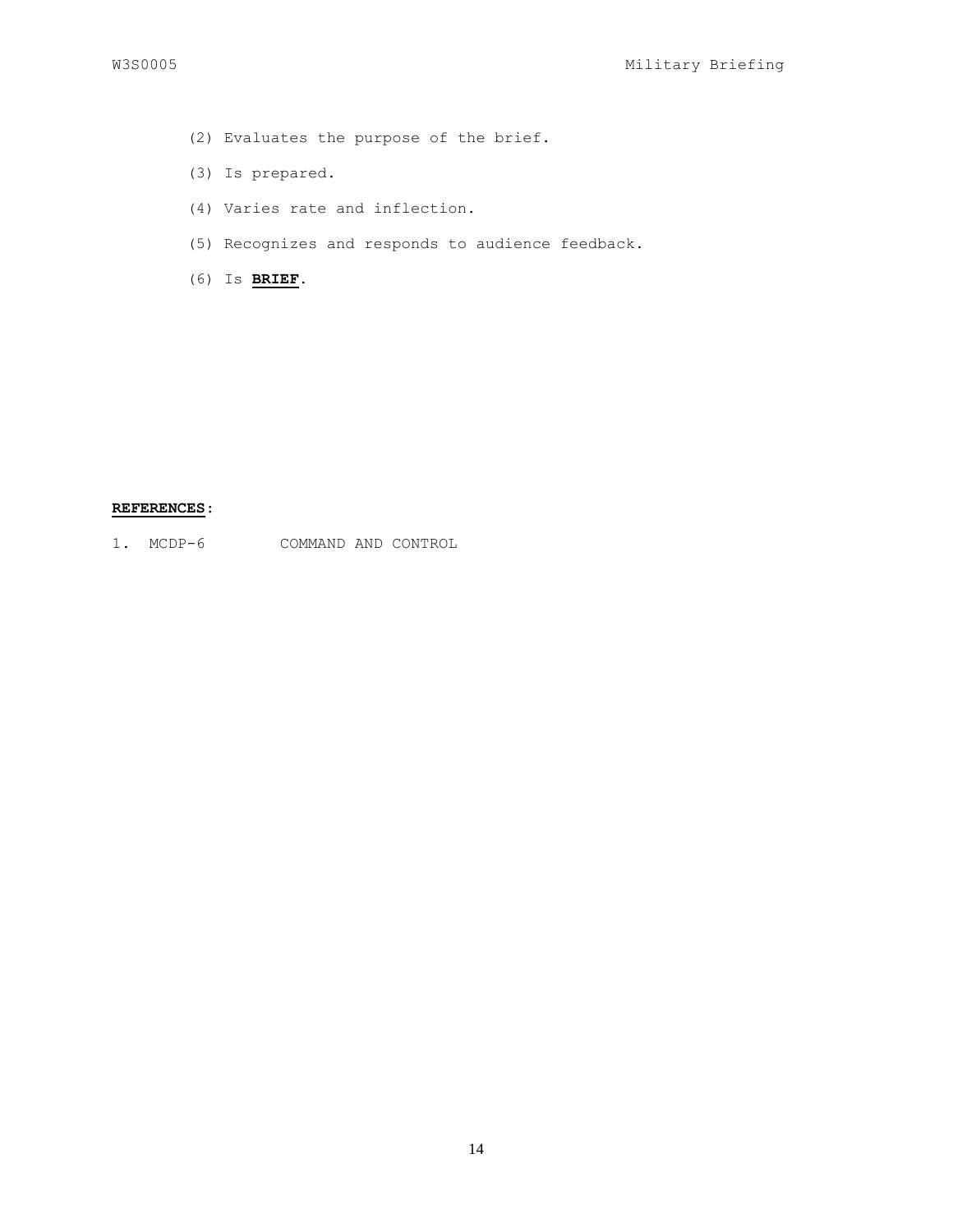(2) Evaluates the purpose of the brief.

(3) Is prepared.

(4) Varies rate and inflection.

(5) Recognizes and responds to audience feedback.

(6) Is **BRIEF**.

**REFERENCES**:

1. MCDP-6 COMMAND AND CONTROL